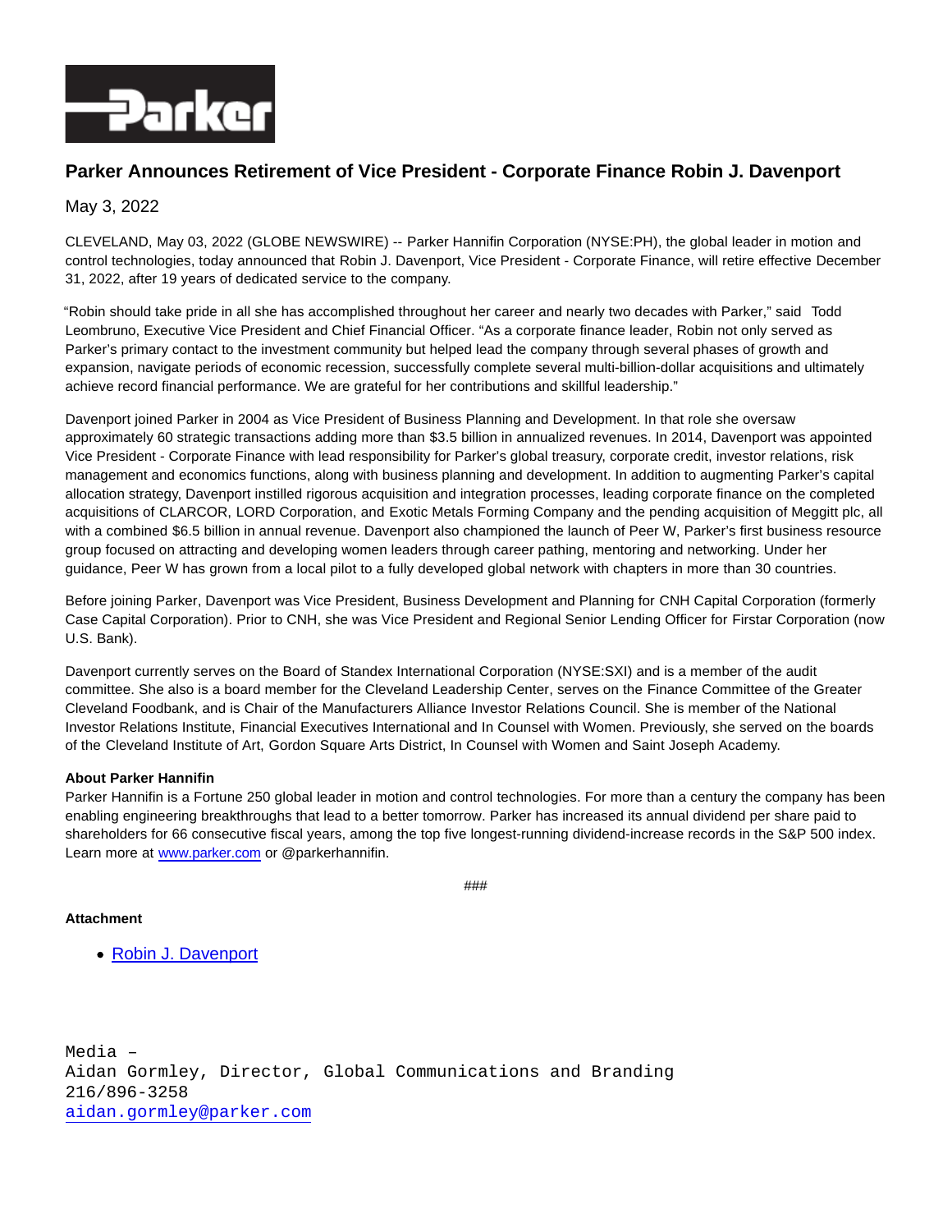# Parker Announces Retirement of Vice President - Corporate Finance Robin J. Davenport

May 3, 2022

CLEVELAND, May 03, 2022 (GLOBE NEWSWIRE) -- Parker Hannifin Corporation (NYSE:PH), the global leader in motion and control technologies, today announced that Robin J. Davenport, Vice President - Corporate Finance, will retire effective December 31, 2022, after 19 years of dedicated service to the company.

"Robin should take pride in all she has accomplished throughout her career and nearly two decades with Parker," said Todd Leombruno, Executive Vice President and Chief Financial Officer. "As a corporate finance leader, Robin not only served as Parker's primary contact to the investment community but helped lead the company through several phases of growth and expansion, navigate periods of economic recession, successfully complete several multi-billion-dollar acquisitions and ultimately achieve record financial performance. We are grateful for her contributions and skillful leadership."

Davenport joined Parker in 2004 as Vice President of Business Planning and Development. In that role she oversaw approximately 60 strategic transactions adding more than $3.5 billion in annualized revenues. In 2014, Davenport was appointed Vice President - Corporate Finance with lead responsibility for Parker's global treasury, corporate credit, investor relations, risk management and economics functions, along with business planning and development. In addition to augmenting Parker's capital allocation strategy, Davenport instilled rigorous acquisition and integration processes, leading corporate finance on the completed acquisitions of CLARCOR, LORD Corporation, and Exotic Metals Forming Company and the pending acquisition of Meggitt plc, all with a combined $6.5 billion in annual revenue. Davenport also championed the launch of Peer W, Parker's first business resource group focused on attracting and developing women leaders through career pathing, mentoring and networking. Under her guidance, Peer W has grown from a local pilot to a fully developed global network with chapters in more than 30 countries.

Before joining Parker, Davenport was Vice President, Business Development and Planning for CNH Capital Corporation (formerly Case Capital Corporation). Prior to CNH, she was Vice President and Regional Senior Lending Officer for Firstar Corporation (now U.S. Bank).

Davenport currently serves on the Board of Standex International Corporation (NYSE:SXI) and is a member of the audit committee. She also is a board member for the Cleveland Leadership Center, serves on the Finance Committee of the Greater Cleveland Foodbank, and is Chair of the Manufacturers Alliance Investor Relations Council. She is member of the National Investor Relations Institute, Financial Executives International and In Counsel with Women. Previously, she served on the boards of the Cleveland Institute of Art, Gordon Square Arts District, In Counsel with Women and Saint Joseph Academy.

**About Parker Hannifin**
Parker Hannifin is a Fortune 250 global leader in motion and control technologies. For more than a century the company has been enabling engineering breakthroughs that lead to a better tomorrow. Parker has increased its annual dividend per share paid to shareholders for 66 consecutive fiscal years, among the top five longest-running dividend-increase records in the S&P 500 index. Learn more at www.parker.com or @parkerhannifin.

###

**Attachment**

- Robin J. Davenport

Media –
Aidan Gormley, Director, Global Communications and Branding
216/896-3258
aidan.gormley@parker.com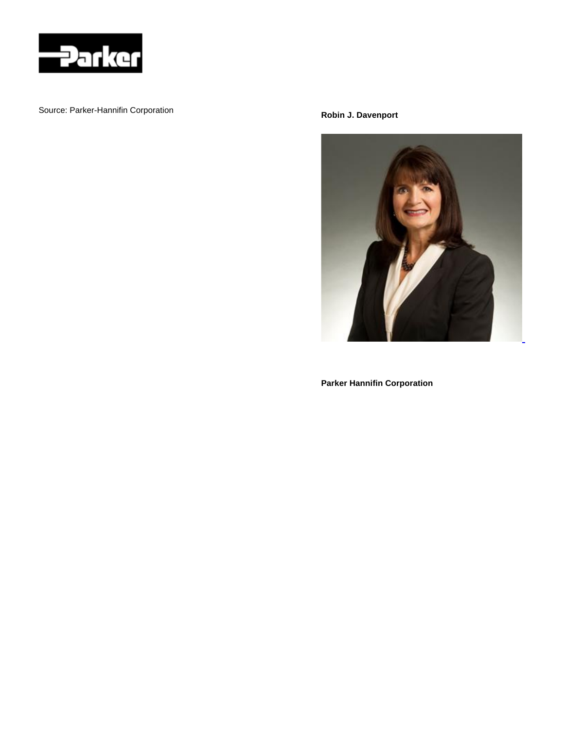Source: Parker-Hannifin Corporation

**Robin J. Davenport**

**Parker Hannifin Corporation**